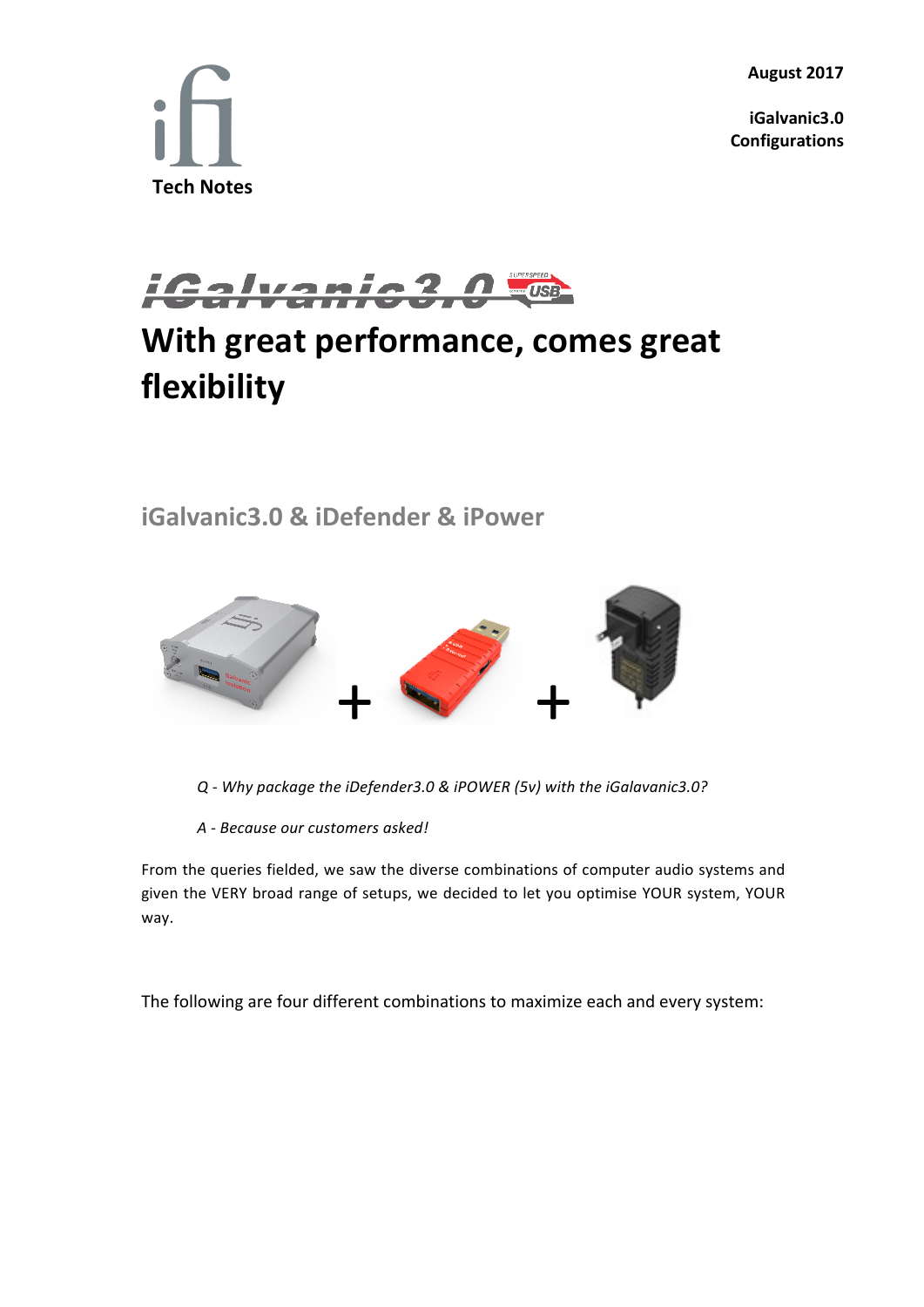Tech Notes

**August 2017**

**iGalvanic3.0 Configurations**

# iGalvanic3.0

# With great performance, comes great flexibility

## iGalvanic3.0 & iDefender & iPower

*Q - Why package the iDefender3.0 & iPOWER (5v) with the iGalavanic3.0?*

*A - Because our customers asked!*

From the queries fielded, we saw the diverse combinations of computer audio systems and given the VERY broad range of setups, we decided to let you optimise YOUR system, YOUR way.

The following are four different combinations to maximize each and every system: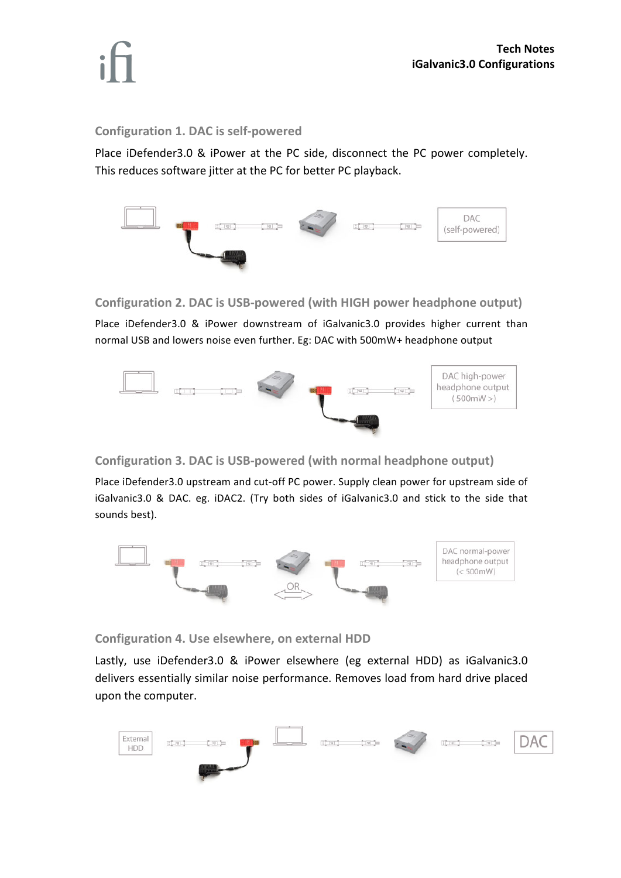## Configuration 1. DAC is self-powered

Place iDefender3.0 & iPower at the PC side, disconnect the PC power completely. This reduces software jitter at the PC for better PC playback.

DAC
(self-powered)

## Configuration 2. DAC is USB-powered (with HIGH power headphone output)

Place iDefender3.0 & iPower downstream of iGalvanic3.0 provides higher current than normal USB and lowers noise even further. Eg: DAC with 500mW+ headphone output

DAC high-power
headphone output
( 500mW >)

## Configuration 3. DAC is USB-powered (with normal headphone output)

Place iDefender3.0 upstream and cut-off PC power. Supply clean power for upstream side of iGalvanic3.0 & DAC. eg. iDAC2. (Try both sides of iGalvanic3.0 and stick to the side that sounds best).

OR

DAC normal-power
headphone output
(< 500mW)

## Configuration 4. Use elsewhere, on external HDD

Lastly, use iDefender3.0 & iPower elsewhere (eg external HDD) as iGalvanic3.0 delivers essentially similar noise performance. Removes load from hard drive placed upon the computer.

External
HDD

DAC